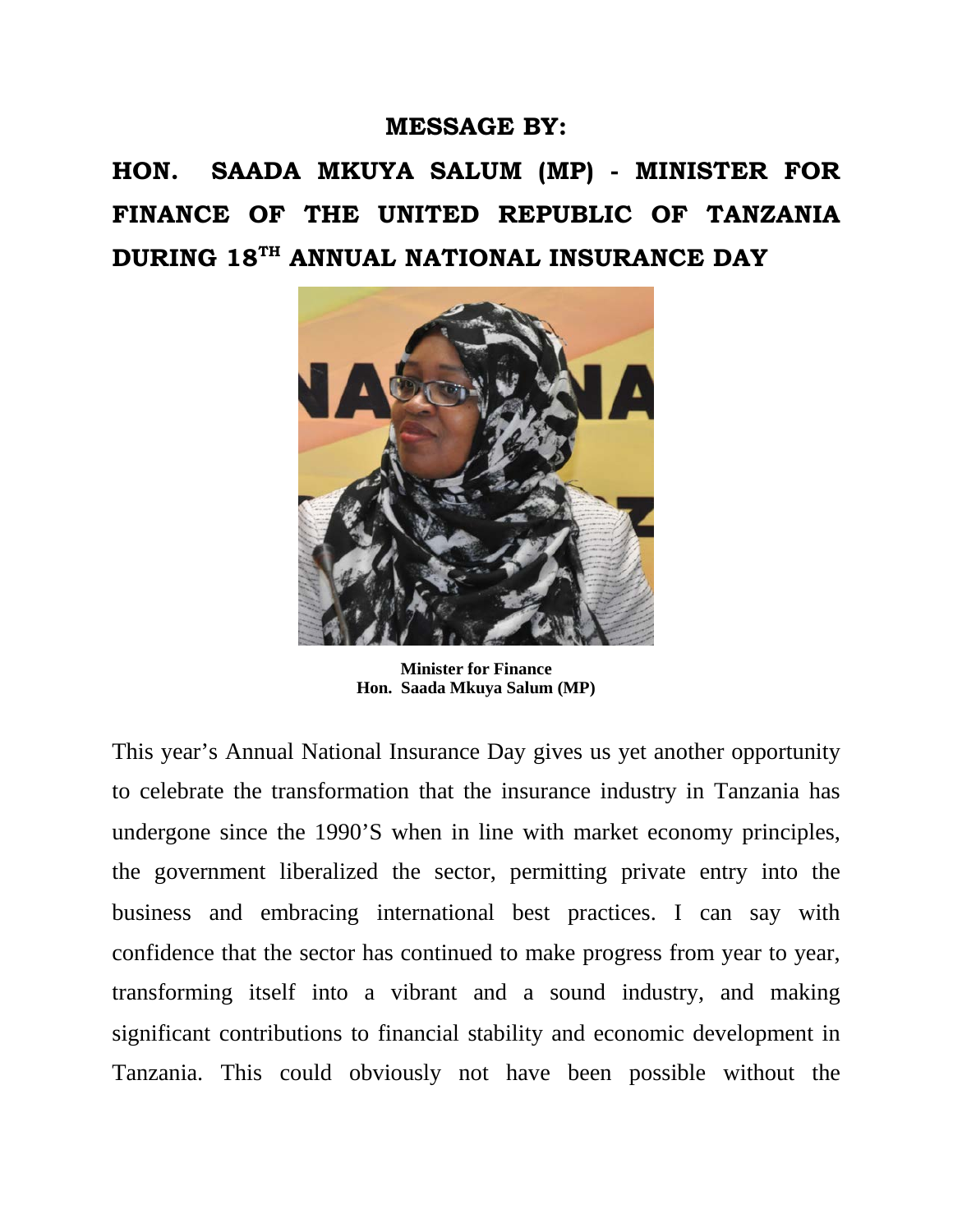**MESSAGE BY:**

# HON. SAADA MKUYA SALUM (MP) - MINISTER FOR FINANCE OF THE UNITED REPUBLIC OF TANZANIA DURING 18TH ANNUAL NATIONAL INSURANCE DAY

**Minister for Finance**
**Hon. Saada Mkuya Salum (MP)**

This year's Annual National Insurance Day gives us yet another opportunity to celebrate the transformation that the insurance industry in Tanzania has undergone since the 1990'S when in line with market economy principles, the government liberalized the sector, permitting private entry into the business and embracing international best practices. I can say with confidence that the sector has continued to make progress from year to year, transforming itself into a vibrant and a sound industry, and making significant contributions to financial stability and economic development in Tanzania. This could obviously not have been possible without the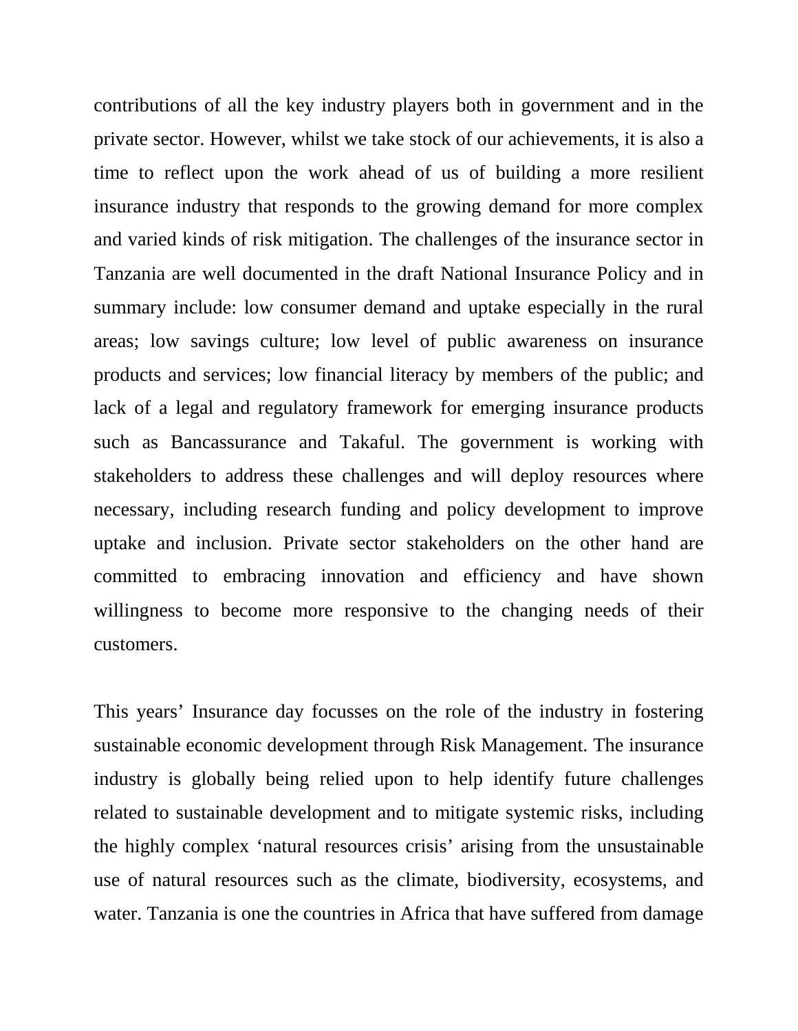contributions of all the key industry players both in government and in the private sector. However, whilst we take stock of our achievements, it is also a time to reflect upon the work ahead of us of building a more resilient insurance industry that responds to the growing demand for more complex and varied kinds of risk mitigation. The challenges of the insurance sector in Tanzania are well documented in the draft National Insurance Policy and in summary include: low consumer demand and uptake especially in the rural areas; low savings culture; low level of public awareness on insurance products and services; low financial literacy by members of the public; and lack of a legal and regulatory framework for emerging insurance products such as Bancassurance and Takaful. The government is working with stakeholders to address these challenges and will deploy resources where necessary, including research funding and policy development to improve uptake and inclusion. Private sector stakeholders on the other hand are committed to embracing innovation and efficiency and have shown willingness to become more responsive to the changing needs of their customers.

This years' Insurance day focusses on the role of the industry in fostering sustainable economic development through Risk Management. The insurance industry is globally being relied upon to help identify future challenges related to sustainable development and to mitigate systemic risks, including the highly complex 'natural resources crisis' arising from the unsustainable use of natural resources such as the climate, biodiversity, ecosystems, and water. Tanzania is one the countries in Africa that have suffered from damage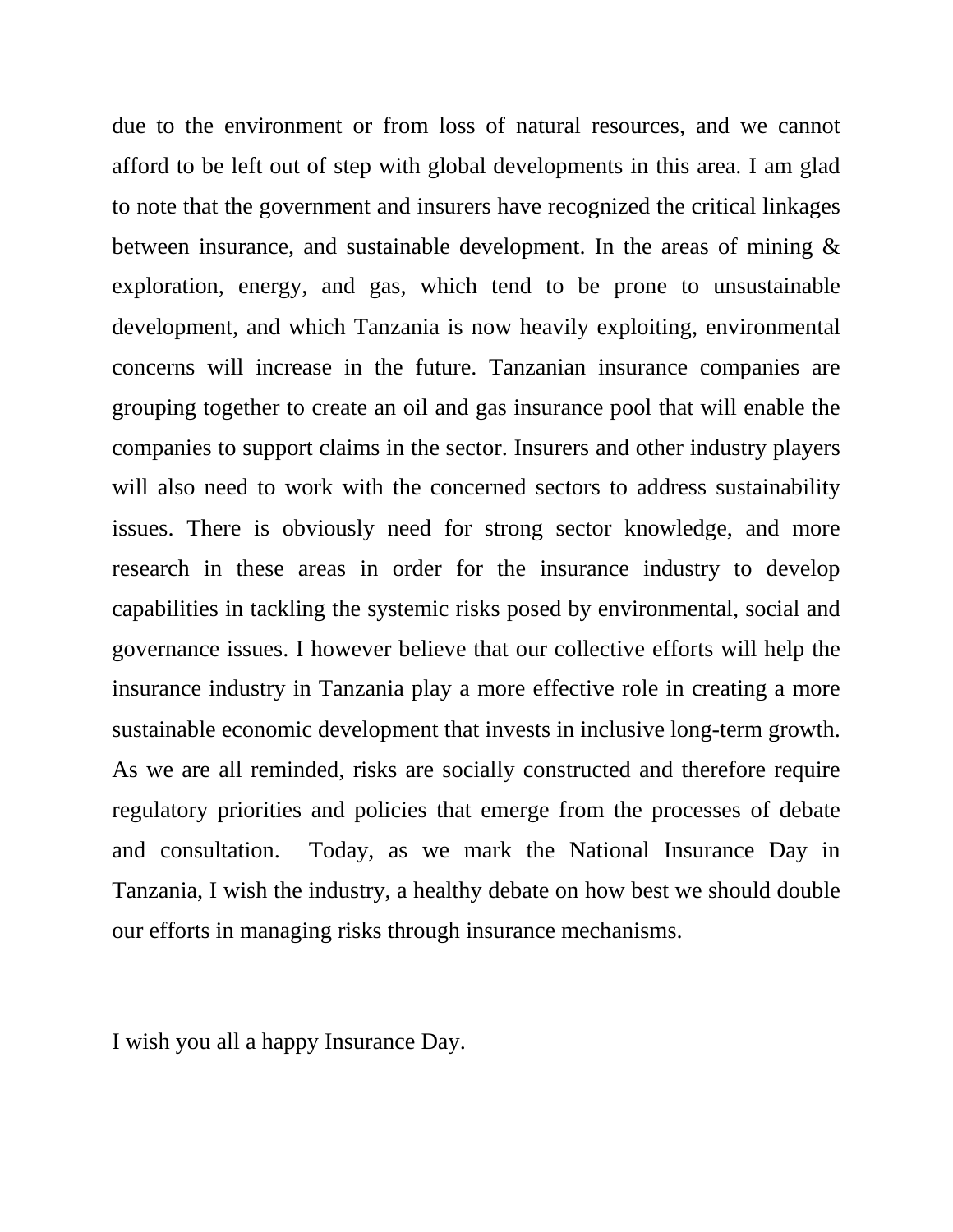due to the environment or from loss of natural resources, and we cannot afford to be left out of step with global developments in this area. I am glad to note that the government and insurers have recognized the critical linkages between insurance, and sustainable development. In the areas of mining & exploration, energy, and gas, which tend to be prone to unsustainable development, and which Tanzania is now heavily exploiting, environmental concerns will increase in the future. Tanzanian insurance companies are grouping together to create an oil and gas insurance pool that will enable the companies to support claims in the sector. Insurers and other industry players will also need to work with the concerned sectors to address sustainability issues. There is obviously need for strong sector knowledge, and more research in these areas in order for the insurance industry to develop capabilities in tackling the systemic risks posed by environmental, social and governance issues. I however believe that our collective efforts will help the insurance industry in Tanzania play a more effective role in creating a more sustainable economic development that invests in inclusive long-term growth. As we are all reminded, risks are socially constructed and therefore require regulatory priorities and policies that emerge from the processes of debate and consultation. Today, as we mark the National Insurance Day in Tanzania, I wish the industry, a healthy debate on how best we should double our efforts in managing risks through insurance mechanisms.

I wish you all a happy Insurance Day.